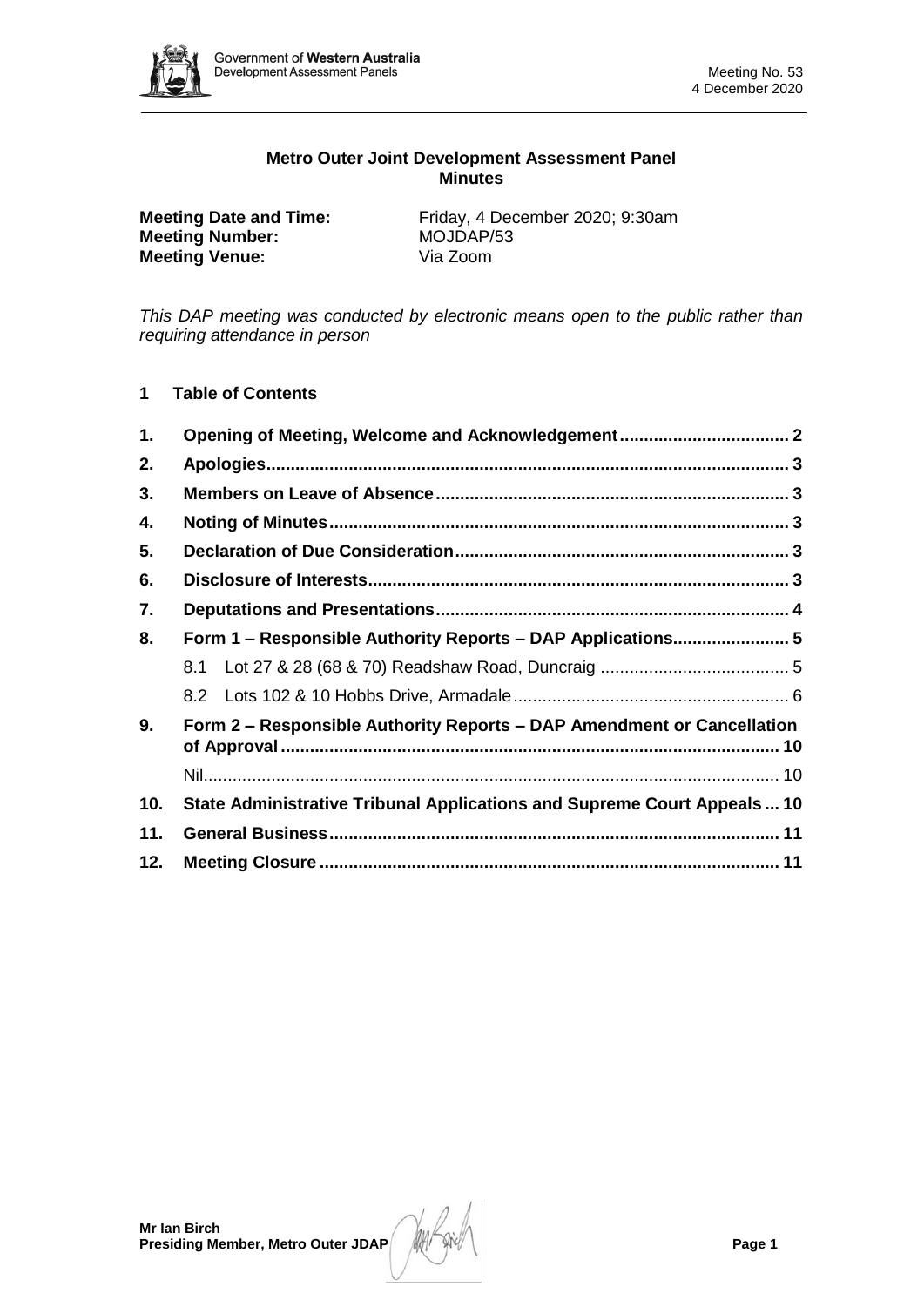**Metro Outer Joint Development Assessment Panel Minutes**

**Meeting Date and Time:** Friday, 4 December 2020; 9:30am
**Meeting Number:** MOJDAP/53
**Meeting Venue:** Via Zoom

*This DAP meeting was conducted by electronic means open to the public rather than requiring attendance in person*

## 1 Table of Contents

1. Opening of Meeting, Welcome and Acknowledgement .......... 2
2. Apologies .......... 3
3. Members on Leave of Absence .......... 3
4. Noting of Minutes .......... 3
5. Declaration of Due Consideration .......... 3
6. Disclosure of Interests .......... 3
7. Deputations and Presentations .......... 4
8. Form 1 – Responsible Authority Reports – DAP Applications .......... 5
   - 8.1 Lot 27 & 28 (68 & 70) Readshaw Road, Duncraig .......... 5
   - 8.2 Lots 102 & 10 Hobbs Drive, Armadale .......... 6
9. Form 2 – Responsible Authority Reports – DAP Amendment or Cancellation of Approval .......... 10
   - Nil .......... 10
10. State Administrative Tribunal Applications and Supreme Court Appeals .......... 10
11. General Business .......... 11
12. Meeting Closure .......... 11

**Mr Ian Birch**
**Presiding Member, Metro Outer JDAP**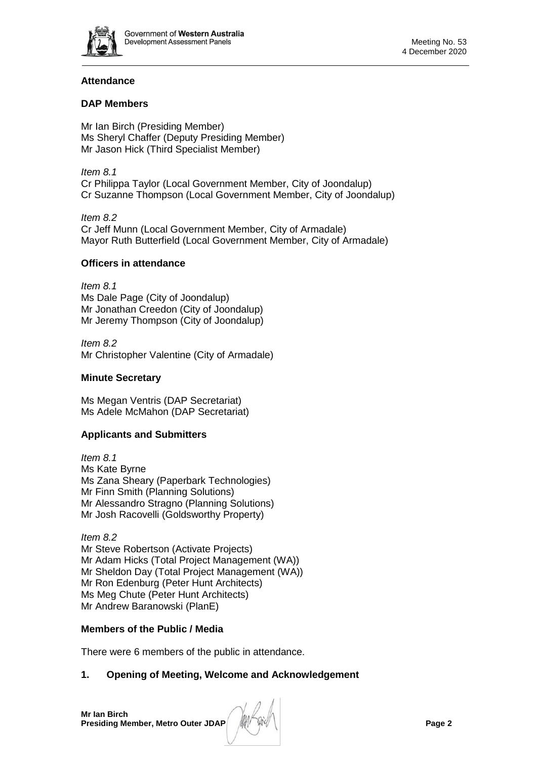## Attendance

### DAP Members

Mr Ian Birch (Presiding Member)
Ms Sheryl Chaffer (Deputy Presiding Member)
Mr Jason Hick (Third Specialist Member)

*Item 8.1*
Cr Philippa Taylor (Local Government Member, City of Joondalup)
Cr Suzanne Thompson (Local Government Member, City of Joondalup)

*Item 8.2*
Cr Jeff Munn (Local Government Member, City of Armadale)
Mayor Ruth Butterfield (Local Government Member, City of Armadale)

### Officers in attendance

*Item 8.1*
Ms Dale Page (City of Joondalup)
Mr Jonathan Creedon (City of Joondalup)
Mr Jeremy Thompson (City of Joondalup)

*Item 8.2*
Mr Christopher Valentine (City of Armadale)

### Minute Secretary

Ms Megan Ventris (DAP Secretariat)
Ms Adele McMahon (DAP Secretariat)

### Applicants and Submitters

*Item 8.1*
Ms Kate Byrne
Ms Zana Sheary (Paperbark Technologies)
Mr Finn Smith (Planning Solutions)
Mr Alessandro Stragno (Planning Solutions)
Mr Josh Racovelli (Goldsworthy Property)

*Item 8.2*
Mr Steve Robertson (Activate Projects)
Mr Adam Hicks (Total Project Management (WA))
Mr Sheldon Day (Total Project Management (WA))
Mr Ron Edenburg (Peter Hunt Architects)
Ms Meg Chute (Peter Hunt Architects)
Mr Andrew Baranowski (PlanE)

### Members of the Public / Media

There were 6 members of the public in attendance.

## 1. Opening of Meeting, Welcome and Acknowledgement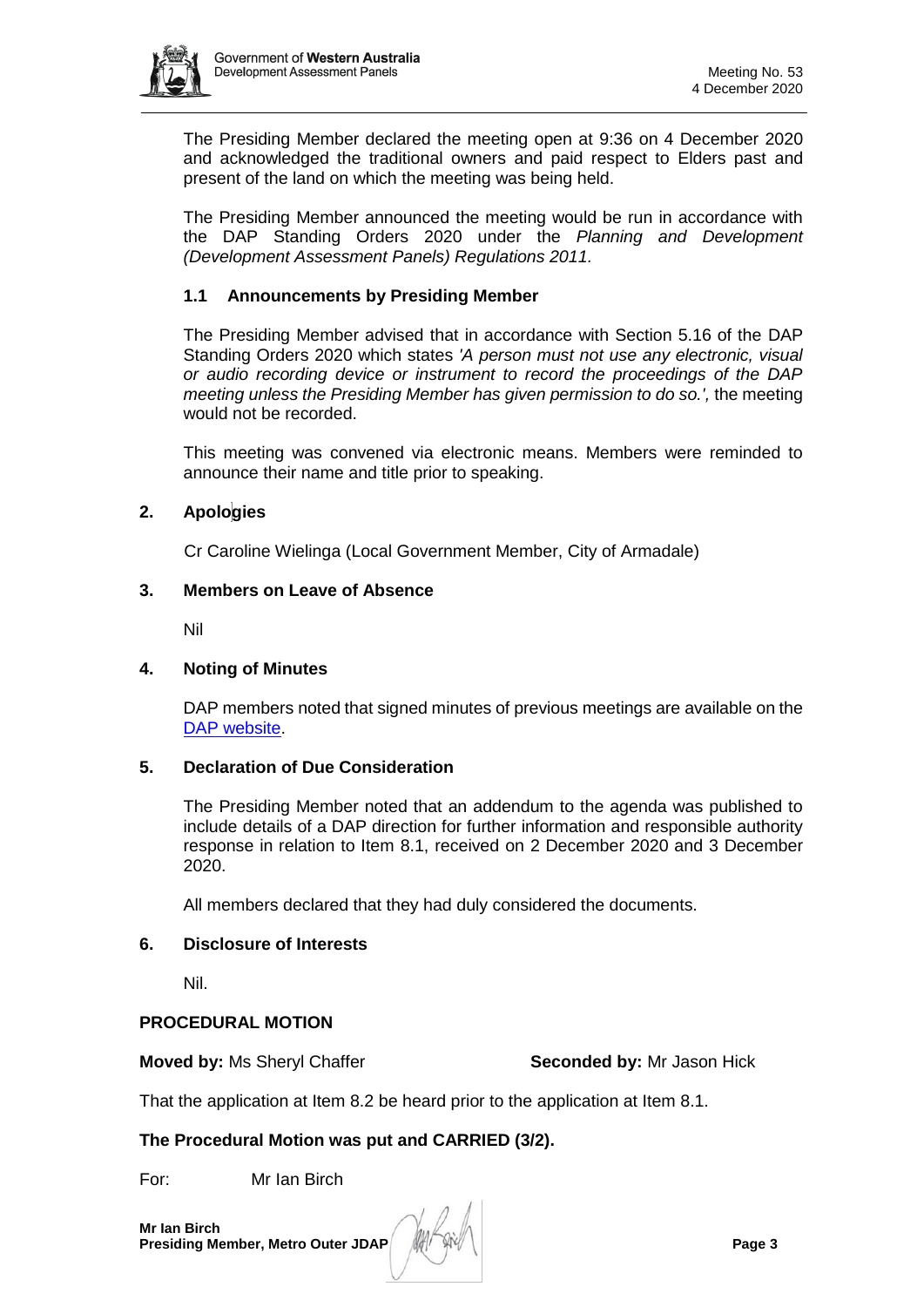The Presiding Member declared the meeting open at 9:36 on 4 December 2020 and acknowledged the traditional owners and paid respect to Elders past and present of the land on which the meeting was being held.

The Presiding Member announced the meeting would be run in accordance with the DAP Standing Orders 2020 under the *Planning and Development (Development Assessment Panels) Regulations 2011.*

### 1.1 Announcements by Presiding Member

The Presiding Member advised that in accordance with Section 5.16 of the DAP Standing Orders 2020 which states *'A person must not use any electronic, visual or audio recording device or instrument to record the proceedings of the DAP meeting unless the Presiding Member has given permission to do so.',* the meeting would not be recorded.

This meeting was convened via electronic means. Members were reminded to announce their name and title prior to speaking.

## 2. Apologies

Cr Caroline Wielinga (Local Government Member, City of Armadale)

## 3. Members on Leave of Absence

Nil

## 4. Noting of Minutes

DAP members noted that signed minutes of previous meetings are available on the DAP website.

## 5. Declaration of Due Consideration

The Presiding Member noted that an addendum to the agenda was published to include details of a DAP direction for further information and responsible authority response in relation to Item 8.1, received on 2 December 2020 and 3 December 2020.

All members declared that they had duly considered the documents.

## 6. Disclosure of Interests

Nil.

**PROCEDURAL MOTION**

**Moved by:** Ms Sheryl Chaffer **Seconded by:** Mr Jason Hick

That the application at Item 8.2 be heard prior to the application at Item 8.1.

**The Procedural Motion was put and CARRIED (3/2).**

For: Mr Ian Birch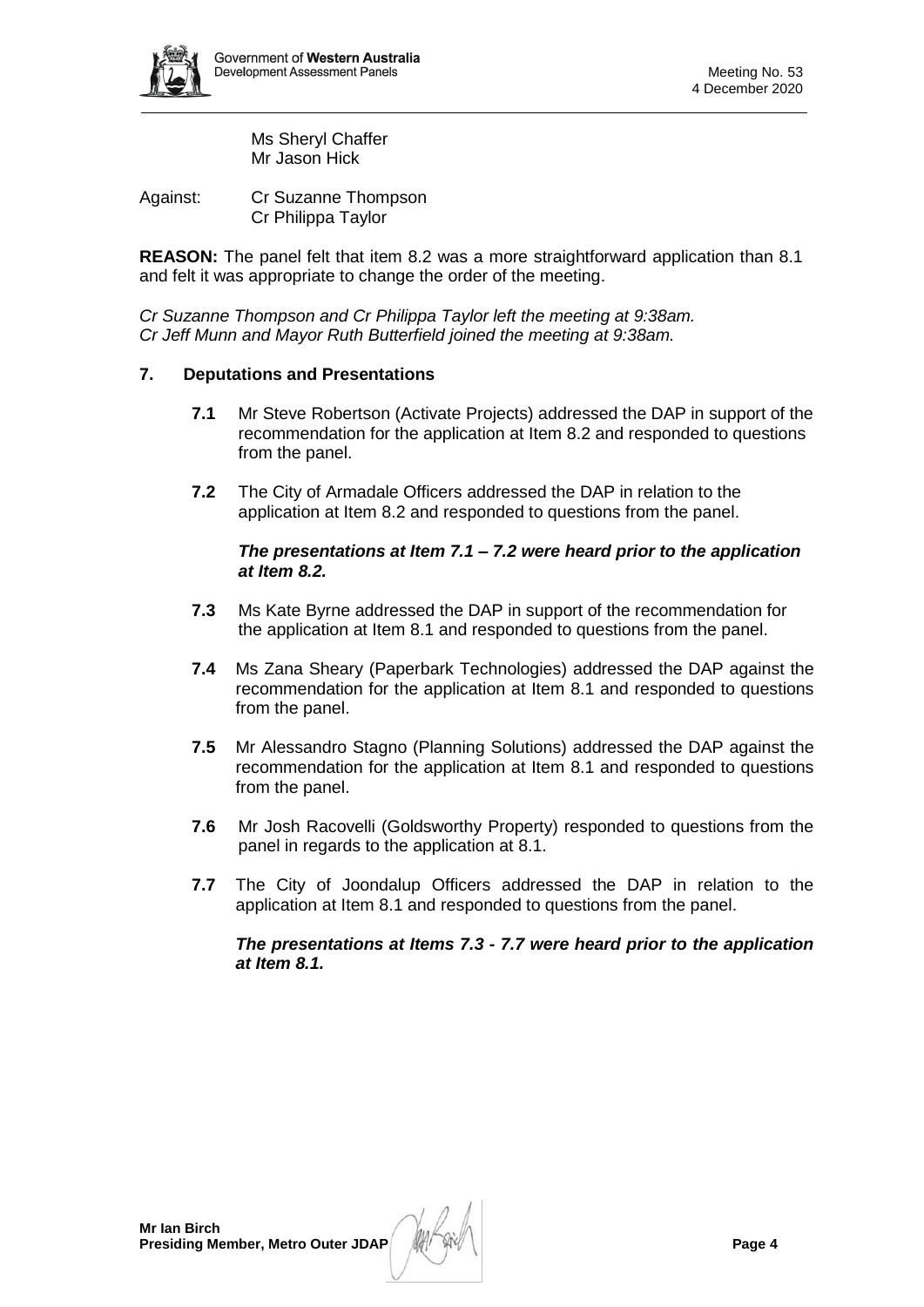Ms Sheryl Chaffer
Mr Jason Hick

Against: Cr Suzanne Thompson
Cr Philippa Taylor

**REASON:** The panel felt that item 8.2 was a more straightforward application than 8.1 and felt it was appropriate to change the order of the meeting.

*Cr Suzanne Thompson and Cr Philippa Taylor left the meeting at 9:38am.*
*Cr Jeff Munn and Mayor Ruth Butterfield joined the meeting at 9:38am.*

## 7. Deputations and Presentations

**7.1** Mr Steve Robertson (Activate Projects) addressed the DAP in support of the recommendation for the application at Item 8.2 and responded to questions from the panel.

**7.2** The City of Armadale Officers addressed the DAP in relation to the application at Item 8.2 and responded to questions from the panel.

***The presentations at Item 7.1 – 7.2 were heard prior to the application at Item 8.2.***

**7.3** Ms Kate Byrne addressed the DAP in support of the recommendation for the application at Item 8.1 and responded to questions from the panel.

**7.4** Ms Zana Sheary (Paperbark Technologies) addressed the DAP against the recommendation for the application at Item 8.1 and responded to questions from the panel.

**7.5** Mr Alessandro Stagno (Planning Solutions) addressed the DAP against the recommendation for the application at Item 8.1 and responded to questions from the panel.

**7.6** Mr Josh Racovelli (Goldsworthy Property) responded to questions from the panel in regards to the application at 8.1.

**7.7** The City of Joondalup Officers addressed the DAP in relation to the application at Item 8.1 and responded to questions from the panel.

***The presentations at Items 7.3 - 7.7 were heard prior to the application at Item 8.1.***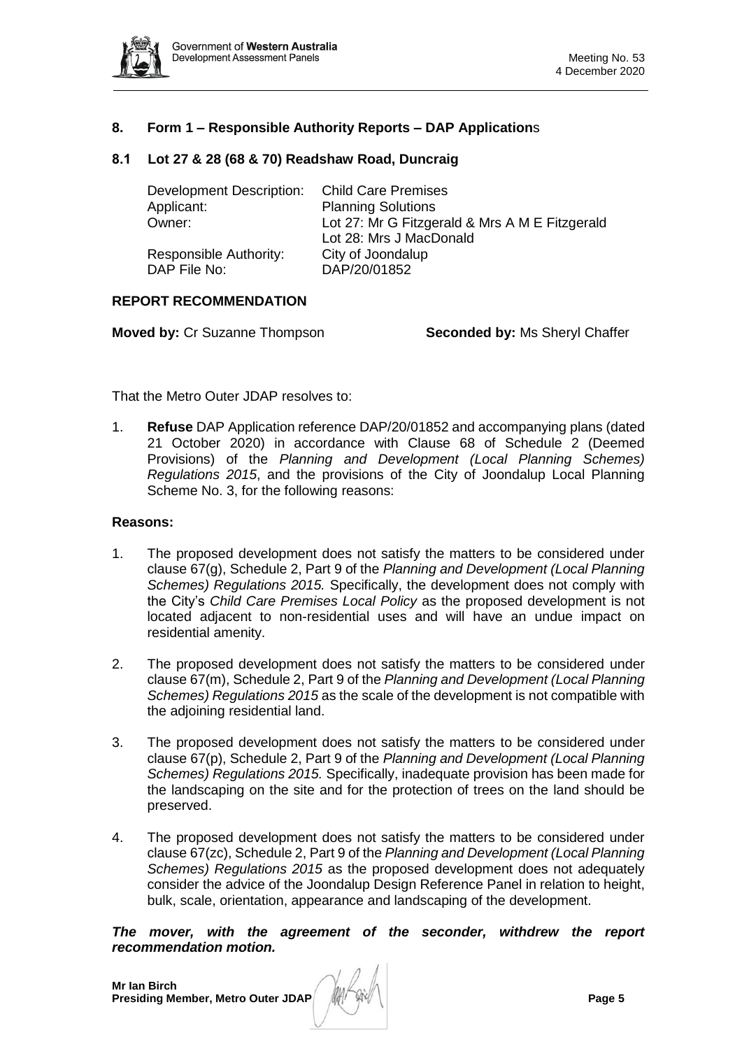## 8. Form 1 – Responsible Authority Reports – DAP Applications

### 8.1 Lot 27 & 28 (68 & 70) Readshaw Road, Duncraig

| | |
|---|---|
| Development Description: | Child Care Premises |
| Applicant: | Planning Solutions |
| Owner: | Lot 27: Mr G Fitzgerald & Mrs A M E Fitzgerald<br>Lot 28: Mrs J MacDonald |
| Responsible Authority: | City of Joondalup |
| DAP File No: | DAP/20/01852 |

**REPORT RECOMMENDATION**

**Moved by:** Cr Suzanne Thompson **Seconded by:** Ms Sheryl Chaffer

That the Metro Outer JDAP resolves to:

1. **Refuse** DAP Application reference DAP/20/01852 and accompanying plans (dated 21 October 2020) in accordance with Clause 68 of Schedule 2 (Deemed Provisions) of the *Planning and Development (Local Planning Schemes) Regulations 2015*, and the provisions of the City of Joondalup Local Planning Scheme No. 3, for the following reasons:

**Reasons:**

1. The proposed development does not satisfy the matters to be considered under clause 67(g), Schedule 2, Part 9 of the *Planning and Development (Local Planning Schemes) Regulations 2015.* Specifically, the development does not comply with the City's *Child Care Premises Local Policy* as the proposed development is not located adjacent to non-residential uses and will have an undue impact on residential amenity.

2. The proposed development does not satisfy the matters to be considered under clause 67(m), Schedule 2, Part 9 of the *Planning and Development (Local Planning Schemes) Regulations 2015* as the scale of the development is not compatible with the adjoining residential land.

3. The proposed development does not satisfy the matters to be considered under clause 67(p), Schedule 2, Part 9 of the *Planning and Development (Local Planning Schemes) Regulations 2015.* Specifically, inadequate provision has been made for the landscaping on the site and for the protection of trees on the land should be preserved.

4. The proposed development does not satisfy the matters to be considered under clause 67(zc), Schedule 2, Part 9 of the *Planning and Development (Local Planning Schemes) Regulations 2015* as the proposed development does not adequately consider the advice of the Joondalup Design Reference Panel in relation to height, bulk, scale, orientation, appearance and landscaping of the development.

***The mover, with the agreement of the seconder, withdrew the report recommendation motion.***

**Mr Ian Birch**
**Presiding Member, Metro Outer JDAP**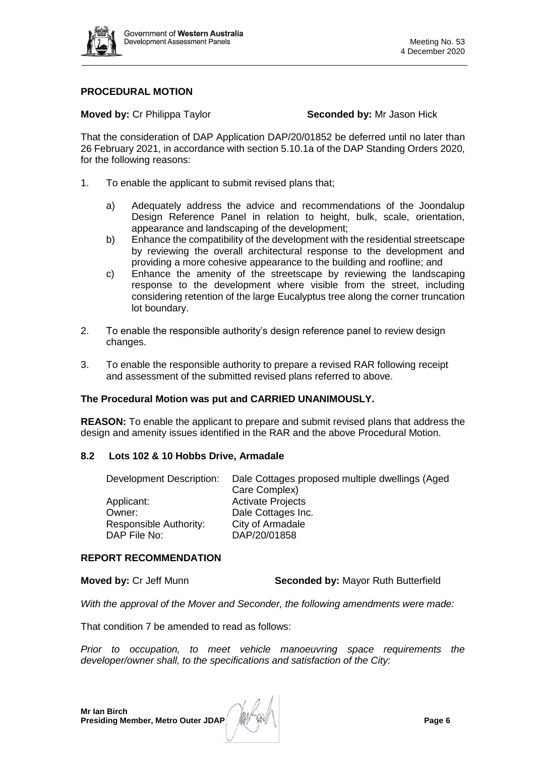**PROCEDURAL MOTION**

**Moved by:** Cr Philippa Taylor **Seconded by:** Mr Jason Hick

That the consideration of DAP Application DAP/20/01852 be deferred until no later than 26 February 2021, in accordance with section 5.10.1a of the DAP Standing Orders 2020, for the following reasons:

1. To enable the applicant to submit revised plans that;
   a) Adequately address the advice and recommendations of the Joondalup Design Reference Panel in relation to height, bulk, scale, orientation, appearance and landscaping of the development;
   b) Enhance the compatibility of the development with the residential streetscape by reviewing the overall architectural response to the development and providing a more cohesive appearance to the building and roofline; and
   c) Enhance the amenity of the streetscape by reviewing the landscaping response to the development where visible from the street, including considering retention of the large Eucalyptus tree along the corner truncation lot boundary.
2. To enable the responsible authority's design reference panel to review design changes.
3. To enable the responsible authority to prepare a revised RAR following receipt and assessment of the submitted revised plans referred to above.

**The Procedural Motion was put and CARRIED UNANIMOUSLY.**

**REASON:** To enable the applicant to prepare and submit revised plans that address the design and amenity issues identified in the RAR and the above Procedural Motion.

**8.2 Lots 102 & 10 Hobbs Drive, Armadale**

| | |
|---|---|
| Development Description: | Dale Cottages proposed multiple dwellings (Aged Care Complex) |
| Applicant: | Activate Projects |
| Owner: | Dale Cottages Inc. |
| Responsible Authority: | City of Armadale |
| DAP File No: | DAP/20/01858 |

**REPORT RECOMMENDATION**

**Moved by:** Cr Jeff Munn **Seconded by:** Mayor Ruth Butterfield

*With the approval of the Mover and Seconder, the following amendments were made:*

That condition 7 be amended to read as follows:

*Prior to occupation, to meet vehicle manoeuvring space requirements the developer/owner shall, to the specifications and satisfaction of the City:*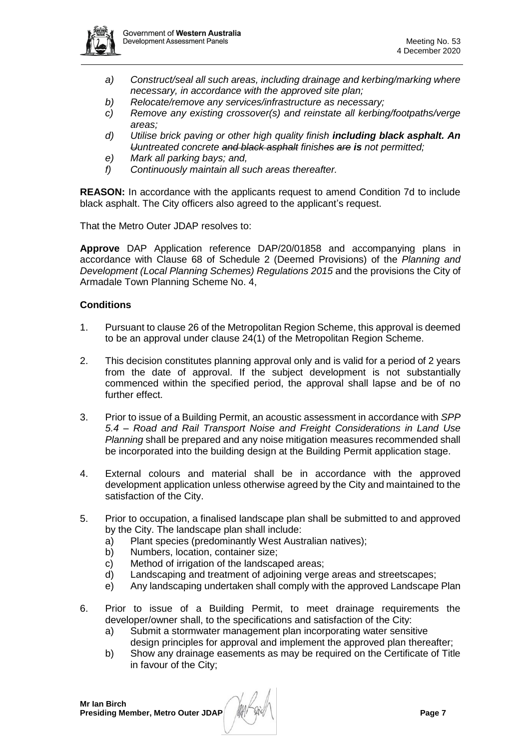- a) *Construct/seal all such areas, including drainage and kerbing/marking where necessary, in accordance with the approved site plan;*
- b) *Relocate/remove any services/infrastructure as necessary;*
- c) *Remove any existing crossover(s) and reinstate all kerbing/footpaths/verge areas;*
- d) *Utilise brick paving or other high quality finish* ***including black asphalt. An*** *~~U~~untreated concrete ~~and black asphalt~~ finish~~es~~ ~~are~~* ***is*** *not permitted;*
- e) *Mark all parking bays; and,*
- f) *Continuously maintain all such areas thereafter.*

**REASON:** In accordance with the applicants request to amend Condition 7d to include black asphalt. The City officers also agreed to the applicant's request.

That the Metro Outer JDAP resolves to:

**Approve** DAP Application reference DAP/20/01858 and accompanying plans in accordance with Clause 68 of Schedule 2 (Deemed Provisions) of the *Planning and Development (Local Planning Schemes) Regulations 2015* and the provisions the City of Armadale Town Planning Scheme No. 4,

**Conditions**

1. Pursuant to clause 26 of the Metropolitan Region Scheme, this approval is deemed to be an approval under clause 24(1) of the Metropolitan Region Scheme.

2. This decision constitutes planning approval only and is valid for a period of 2 years from the date of approval. If the subject development is not substantially commenced within the specified period, the approval shall lapse and be of no further effect.

3. Prior to issue of a Building Permit, an acoustic assessment in accordance with *SPP 5.4 – Road and Rail Transport Noise and Freight Considerations in Land Use Planning* shall be prepared and any noise mitigation measures recommended shall be incorporated into the building design at the Building Permit application stage.

4. External colours and material shall be in accordance with the approved development application unless otherwise agreed by the City and maintained to the satisfaction of the City.

5. Prior to occupation, a finalised landscape plan shall be submitted to and approved by the City. The landscape plan shall include:
   - a) Plant species (predominantly West Australian natives);
   - b) Numbers, location, container size;
   - c) Method of irrigation of the landscaped areas;
   - d) Landscaping and treatment of adjoining verge areas and streetscapes;
   - e) Any landscaping undertaken shall comply with the approved Landscape Plan

6. Prior to issue of a Building Permit, to meet drainage requirements the developer/owner shall, to the specifications and satisfaction of the City:
   - a) Submit a stormwater management plan incorporating water sensitive design principles for approval and implement the approved plan thereafter;
   - b) Show any drainage easements as may be required on the Certificate of Title in favour of the City;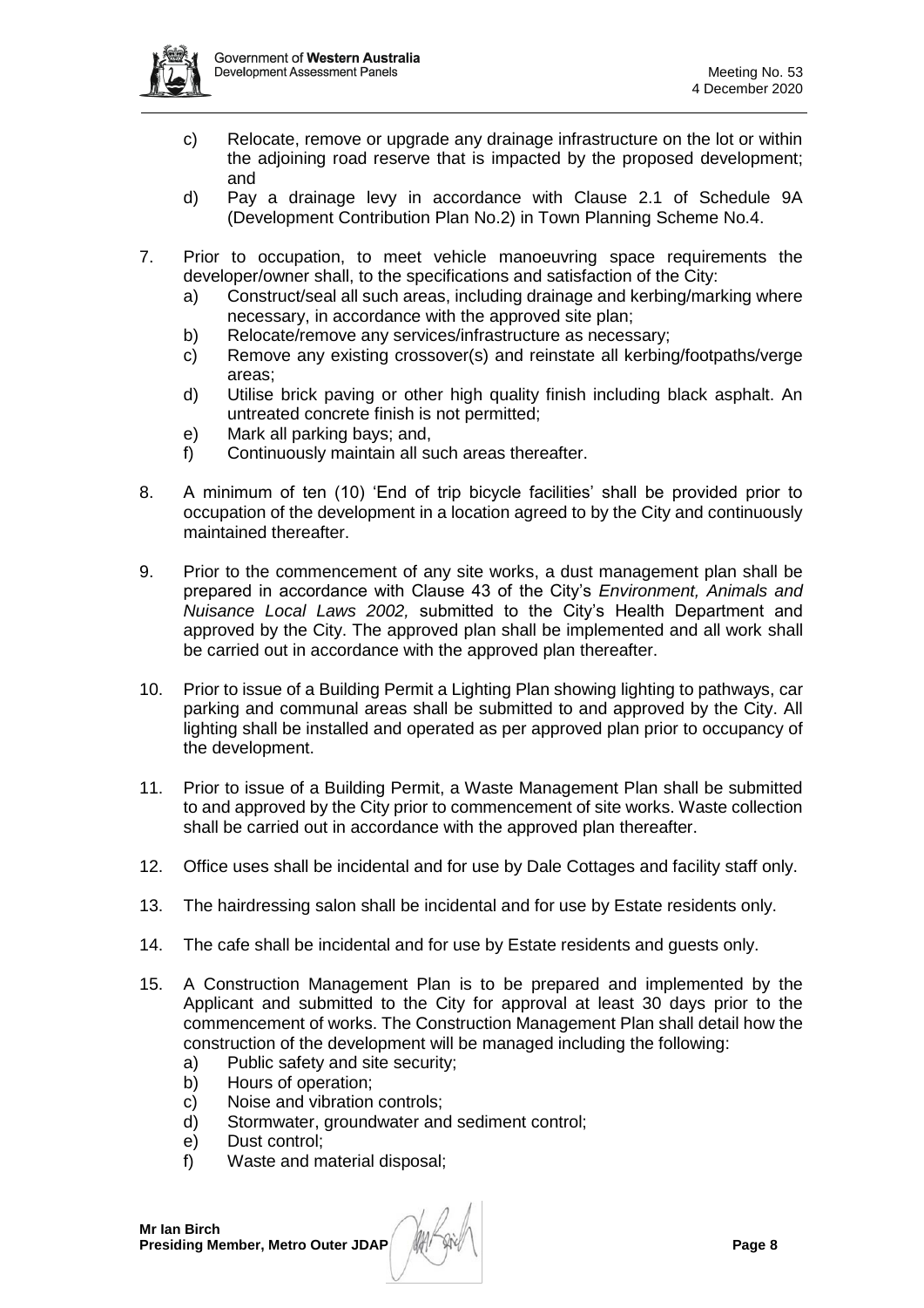c) Relocate, remove or upgrade any drainage infrastructure on the lot or within the adjoining road reserve that is impacted by the proposed development; and
d) Pay a drainage levy in accordance with Clause 2.1 of Schedule 9A (Development Contribution Plan No.2) in Town Planning Scheme No.4.

7. Prior to occupation, to meet vehicle manoeuvring space requirements the developer/owner shall, to the specifications and satisfaction of the City:
   a) Construct/seal all such areas, including drainage and kerbing/marking where necessary, in accordance with the approved site plan;
   b) Relocate/remove any services/infrastructure as necessary;
   c) Remove any existing crossover(s) and reinstate all kerbing/footpaths/verge areas;
   d) Utilise brick paving or other high quality finish including black asphalt. An untreated concrete finish is not permitted;
   e) Mark all parking bays; and,
   f) Continuously maintain all such areas thereafter.

8. A minimum of ten (10) 'End of trip bicycle facilities' shall be provided prior to occupation of the development in a location agreed to by the City and continuously maintained thereafter.

9. Prior to the commencement of any site works, a dust management plan shall be prepared in accordance with Clause 43 of the City's *Environment, Animals and Nuisance Local Laws 2002,* submitted to the City's Health Department and approved by the City. The approved plan shall be implemented and all work shall be carried out in accordance with the approved plan thereafter.

10. Prior to issue of a Building Permit a Lighting Plan showing lighting to pathways, car parking and communal areas shall be submitted to and approved by the City. All lighting shall be installed and operated as per approved plan prior to occupancy of the development.

11. Prior to issue of a Building Permit, a Waste Management Plan shall be submitted to and approved by the City prior to commencement of site works. Waste collection shall be carried out in accordance with the approved plan thereafter.

12. Office uses shall be incidental and for use by Dale Cottages and facility staff only.

13. The hairdressing salon shall be incidental and for use by Estate residents only.

14. The cafe shall be incidental and for use by Estate residents and guests only.

15. A Construction Management Plan is to be prepared and implemented by the Applicant and submitted to the City for approval at least 30 days prior to the commencement of works. The Construction Management Plan shall detail how the construction of the development will be managed including the following:
    a) Public safety and site security;
    b) Hours of operation;
    c) Noise and vibration controls;
    d) Stormwater, groundwater and sediment control;
    e) Dust control;
    f) Waste and material disposal;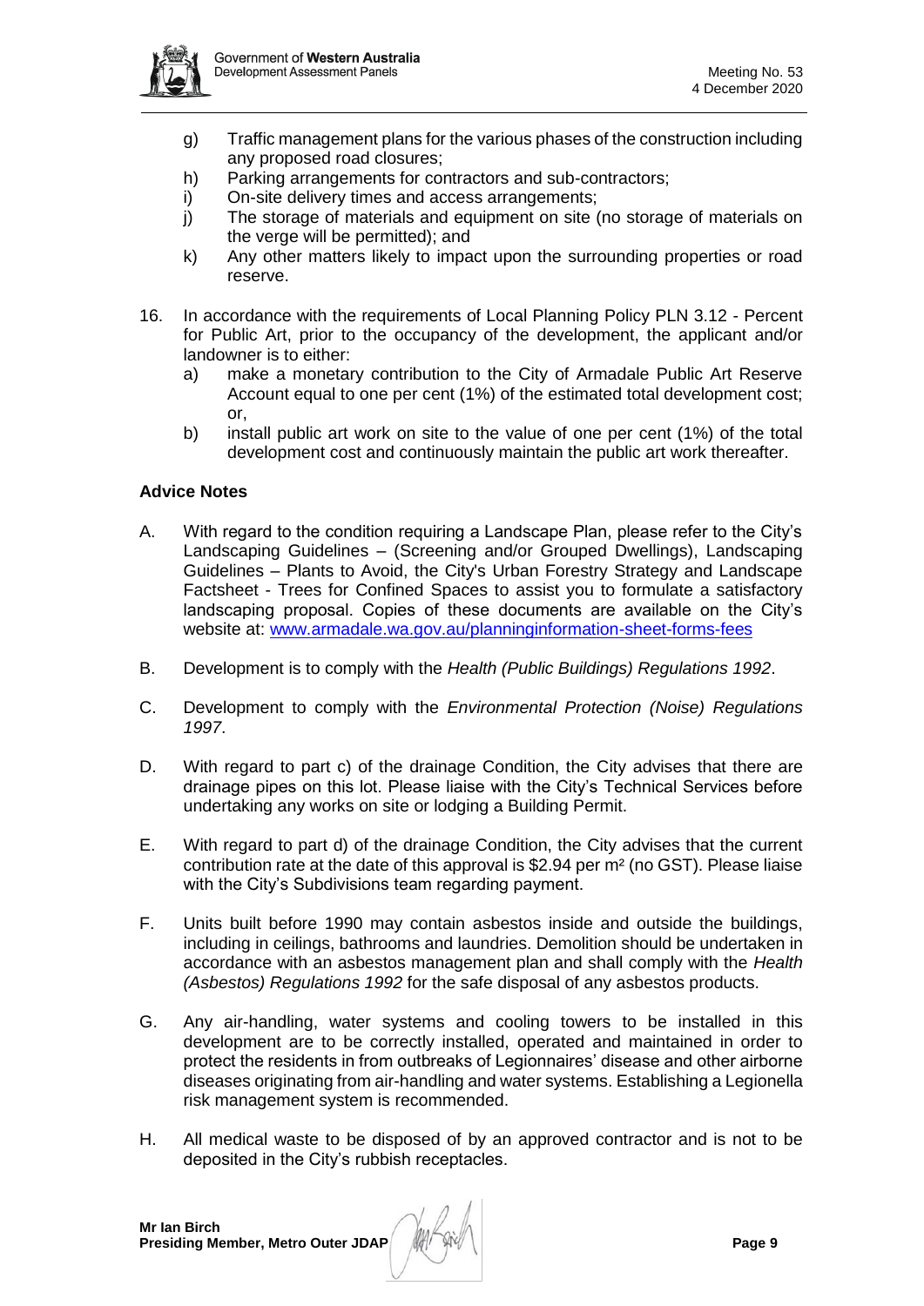g) Traffic management plans for the various phases of the construction including any proposed road closures;
h) Parking arrangements for contractors and sub-contractors;
i) On-site delivery times and access arrangements;
j) The storage of materials and equipment on site (no storage of materials on the verge will be permitted); and
k) Any other matters likely to impact upon the surrounding properties or road reserve.

16. In accordance with the requirements of Local Planning Policy PLN 3.12 - Percent for Public Art, prior to the occupancy of the development, the applicant and/or landowner is to either:
    a) make a monetary contribution to the City of Armadale Public Art Reserve Account equal to one per cent (1%) of the estimated total development cost; or,
    b) install public art work on site to the value of one per cent (1%) of the total development cost and continuously maintain the public art work thereafter.

**Advice Notes**

A. With regard to the condition requiring a Landscape Plan, please refer to the City's Landscaping Guidelines – (Screening and/or Grouped Dwellings), Landscaping Guidelines – Plants to Avoid, the City's Urban Forestry Strategy and Landscape Factsheet - Trees for Confined Spaces to assist you to formulate a satisfactory landscaping proposal. Copies of these documents are available on the City's website at: www.armadale.wa.gov.au/planninginformation-sheet-forms-fees

B. Development is to comply with the *Health (Public Buildings) Regulations 1992*.

C. Development to comply with the *Environmental Protection (Noise) Regulations 1997*.

D. With regard to part c) of the drainage Condition, the City advises that there are drainage pipes on this lot. Please liaise with the City's Technical Services before undertaking any works on site or lodging a Building Permit.

E. With regard to part d) of the drainage Condition, the City advises that the current contribution rate at the date of this approval is \$2.94 per m² (no GST). Please liaise with the City's Subdivisions team regarding payment.

F. Units built before 1990 may contain asbestos inside and outside the buildings, including in ceilings, bathrooms and laundries. Demolition should be undertaken in accordance with an asbestos management plan and shall comply with the *Health (Asbestos) Regulations 1992* for the safe disposal of any asbestos products.

G. Any air-handling, water systems and cooling towers to be installed in this development are to be correctly installed, operated and maintained in order to protect the residents in from outbreaks of Legionnaires' disease and other airborne diseases originating from air-handling and water systems. Establishing a Legionella risk management system is recommended.

H. All medical waste to be disposed of by an approved contractor and is not to be deposited in the City's rubbish receptacles.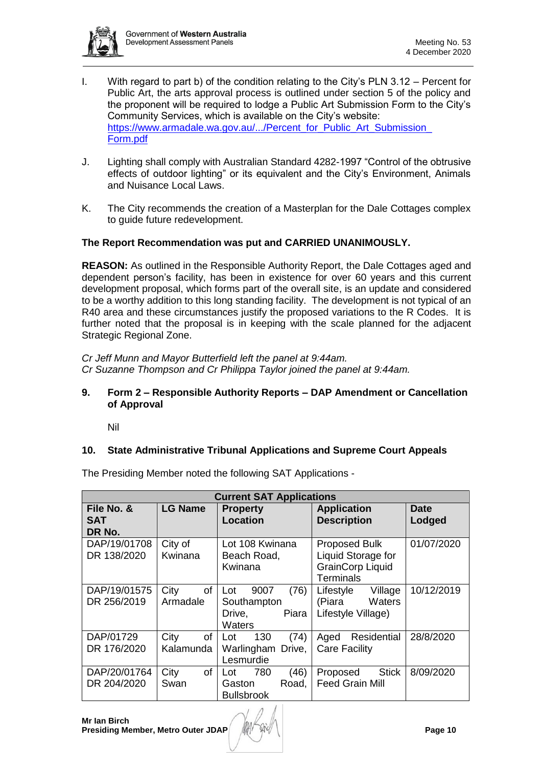I. With regard to part b) of the condition relating to the City's PLN 3.12 – Percent for Public Art, the arts approval process is outlined under section 5 of the policy and the proponent will be required to lodge a Public Art Submission Form to the City's Community Services, which is available on the City's website: [https://www.armadale.wa.gov.au/.../Percent_for_Public_Art_Submission_Form.pdf](https://www.armadale.wa.gov.au/.../Percent_for_Public_Art_Submission_Form.pdf)

J. Lighting shall comply with Australian Standard 4282-1997 "Control of the obtrusive effects of outdoor lighting" or its equivalent and the City's Environment, Animals and Nuisance Local Laws.

K. The City recommends the creation of a Masterplan for the Dale Cottages complex to guide future redevelopment.

**The Report Recommendation was put and CARRIED UNANIMOUSLY.**

**REASON:** As outlined in the Responsible Authority Report, the Dale Cottages aged and dependent person's facility, has been in existence for over 60 years and this current development proposal, which forms part of the overall site, is an update and considered to be a worthy addition to this long standing facility. The development is not typical of an R40 area and these circumstances justify the proposed variations to the R Codes. It is further noted that the proposal is in keeping with the scale planned for the adjacent Strategic Regional Zone.

*Cr Jeff Munn and Mayor Butterfield left the panel at 9:44am.*
*Cr Suzanne Thompson and Cr Philippa Taylor joined the panel at 9:44am.*

## 9. Form 2 – Responsible Authority Reports – DAP Amendment or Cancellation of Approval

Nil

## 10. State Administrative Tribunal Applications and Supreme Court Appeals

The Presiding Member noted the following SAT Applications -

| **Current SAT Applications** | | | | |
|---|---|---|---|---|
| **File No. & SAT DR No.** | **LG Name** | **Property Location** | **Application Description** | **Date Lodged** |
| DAP/19/01708 DR 138/2020 | City of Kwinana | Lot 108 Kwinana Beach Road, Kwinana | Proposed Bulk Liquid Storage for GrainCorp Liquid Terminals | 01/07/2020 |
| DAP/19/01575 DR 256/2019 | City of Armadale | Lot 9007 (76) Southampton Drive, Piara Waters | Lifestyle Village (Piara Waters Lifestyle Village) | 10/12/2019 |
| DAP/01729 DR 176/2020 | City of Kalamunda | Lot 130 (74) Warlingham Drive, Lesmurdie | Aged Residential Care Facility | 28/8/2020 |
| DAP/20/01764 DR 204/2020 | City of Swan | Lot 780 (46) Gaston Road, Bullsbrook | Proposed Stick Feed Grain Mill | 8/09/2020 |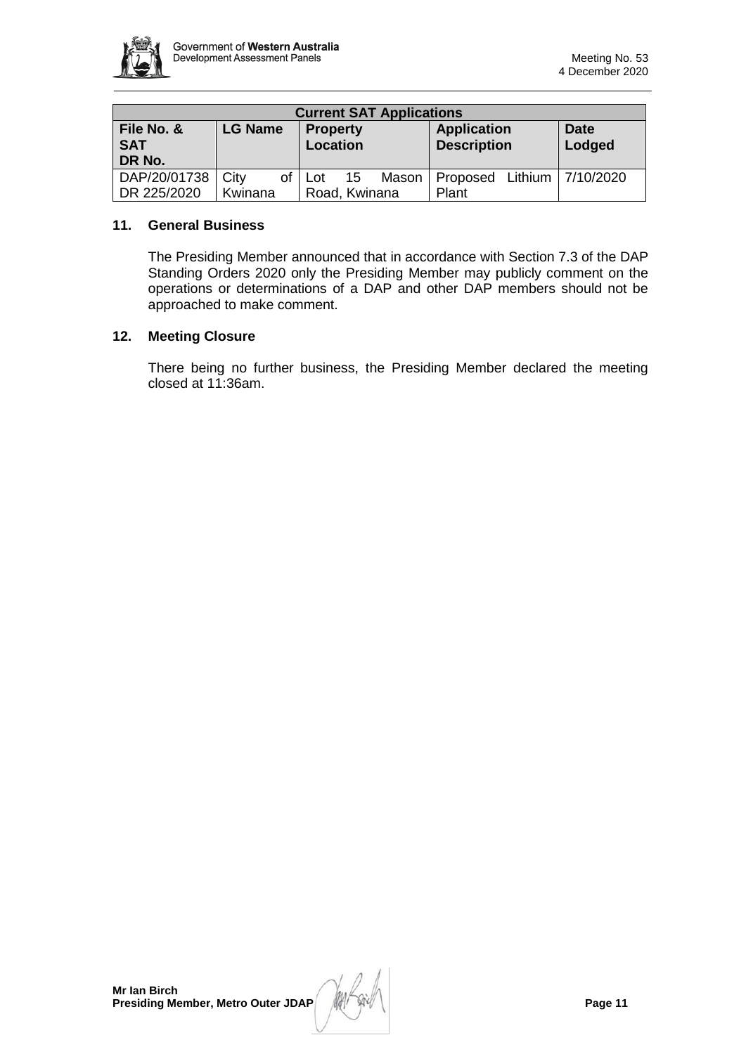| Current SAT Applications | | | | |
|---|---|---|---|---|
| **File No. & SAT DR No.** | **LG Name** | **Property Location** | **Application Description** | **Date Lodged** |
| DAP/20/01738 DR 225/2020 | City of Kwinana | Lot 15 Mason Road, Kwinana | Proposed Lithium Plant | 7/10/2020 |

## 11. General Business

The Presiding Member announced that in accordance with Section 7.3 of the DAP Standing Orders 2020 only the Presiding Member may publicly comment on the operations or determinations of a DAP and other DAP members should not be approached to make comment.

## 12. Meeting Closure

There being no further business, the Presiding Member declared the meeting closed at 11:36am.

**Mr Ian Birch**
**Presiding Member, Metro Outer JDAP**